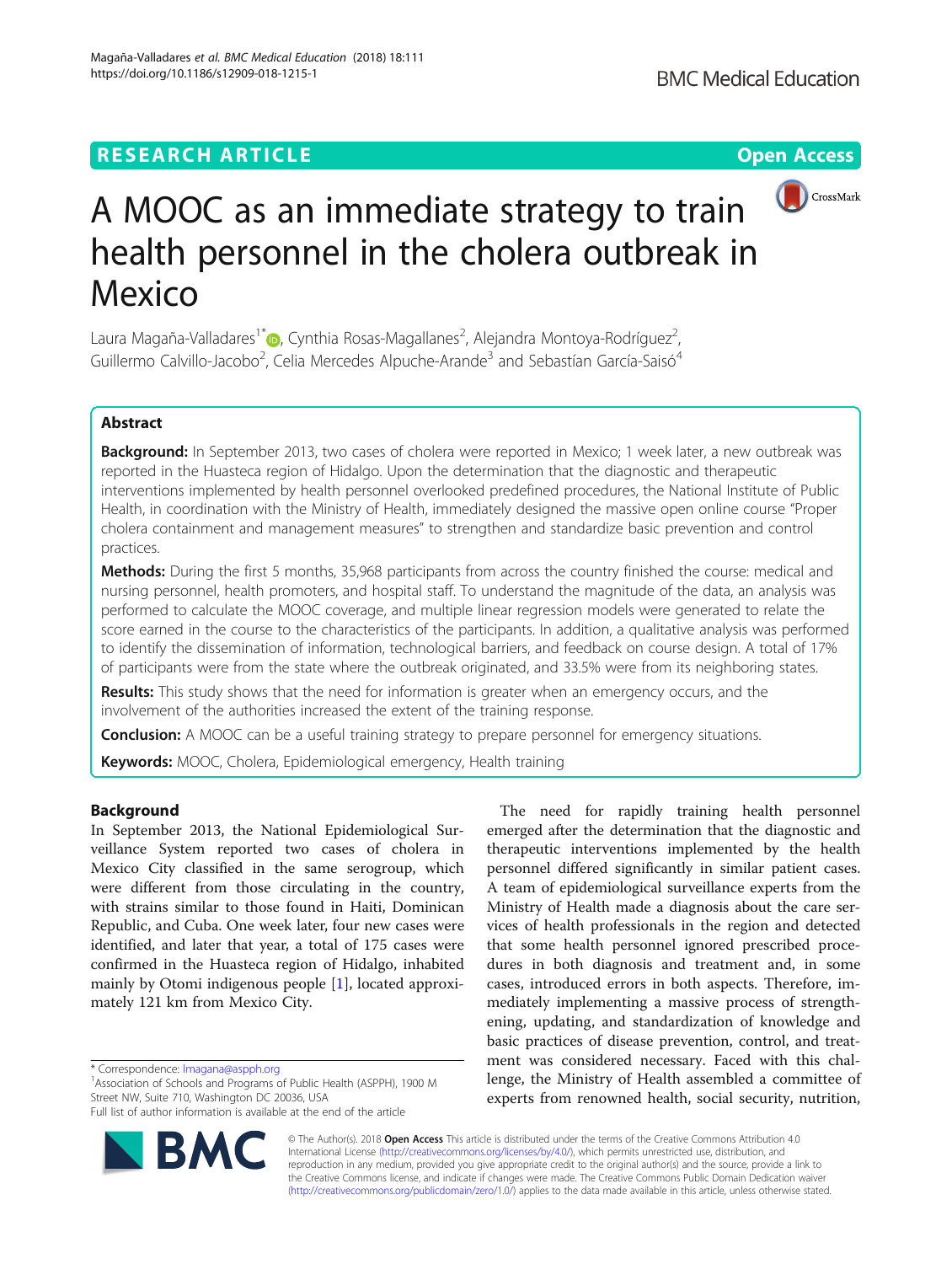RESEARCH ARTICLE

Open Access

# A MOOC as an immediate strategy to train health personnel in the cholera outbreak in Mexico

Laura Magaña-Valladares[1*], Cynthia Rosas-Magallanes[2], Alejandra Montoya-Rodríguez[2], Guillermo Calvillo-Jacobo[2], Celia Mercedes Alpuche-Arande[3] and Sebastían García-Saisó[4]

## Abstract

**Background:** In September 2013, two cases of cholera were reported in Mexico; 1 week later, a new outbreak was reported in the Huasteca region of Hidalgo. Upon the determination that the diagnostic and therapeutic interventions implemented by health personnel overlooked predefined procedures, the National Institute of Public Health, in coordination with the Ministry of Health, immediately designed the massive open online course "Proper cholera containment and management measures" to strengthen and standardize basic prevention and control practices.

**Methods:** During the first 5 months, 35,968 participants from across the country finished the course: medical and nursing personnel, health promoters, and hospital staff. To understand the magnitude of the data, an analysis was performed to calculate the MOOC coverage, and multiple linear regression models were generated to relate the score earned in the course to the characteristics of the participants. In addition, a qualitative analysis was performed to identify the dissemination of information, technological barriers, and feedback on course design. A total of 17% of participants were from the state where the outbreak originated, and 33.5% were from its neighboring states.

**Results:** This study shows that the need for information is greater when an emergency occurs, and the involvement of the authorities increased the extent of the training response.

**Conclusion:** A MOOC can be a useful training strategy to prepare personnel for emergency situations.

**Keywords:** MOOC, Cholera, Epidemiological emergency, Health training

## Background

In September 2013, the National Epidemiological Surveillance System reported two cases of cholera in Mexico City classified in the same serogroup, which were different from those circulating in the country, with strains similar to those found in Haiti, Dominican Republic, and Cuba. One week later, four new cases were identified, and later that year, a total of 175 cases were confirmed in the Huasteca region of Hidalgo, inhabited mainly by Otomi indigenous people [1], located approximately 121 km from Mexico City.

The need for rapidly training health personnel emerged after the determination that the diagnostic and therapeutic interventions implemented by the health personnel differed significantly in similar patient cases. A team of epidemiological surveillance experts from the Ministry of Health made a diagnosis about the care services of health professionals in the region and detected that some health personnel ignored prescribed procedures in both diagnosis and treatment and, in some cases, introduced errors in both aspects. Therefore, immediately implementing a massive process of strengthening, updating, and standardization of knowledge and basic practices of disease prevention, control, and treatment was considered necessary. Faced with this challenge, the Ministry of Health assembled a committee of experts from renowned health, social security, nutrition,

* Correspondence: lmagana@aspph.org
[1]Association of Schools and Programs of Public Health (ASPPH), 1900 M Street NW, Suite 710, Washington DC 20036, USA
Full list of author information is available at the end of the article

© The Author(s). 2018 **Open Access** This article is distributed under the terms of the Creative Commons Attribution 4.0 International License (http://creativecommons.org/licenses/by/4.0/), which permits unrestricted use, distribution, and reproduction in any medium, provided you give appropriate credit to the original author(s) and the source, provide a link to the Creative Commons license, and indicate if changes were made. The Creative Commons Public Domain Dedication waiver (http://creativecommons.org/publicdomain/zero/1.0/) applies to the data made available in this article, unless otherwise stated.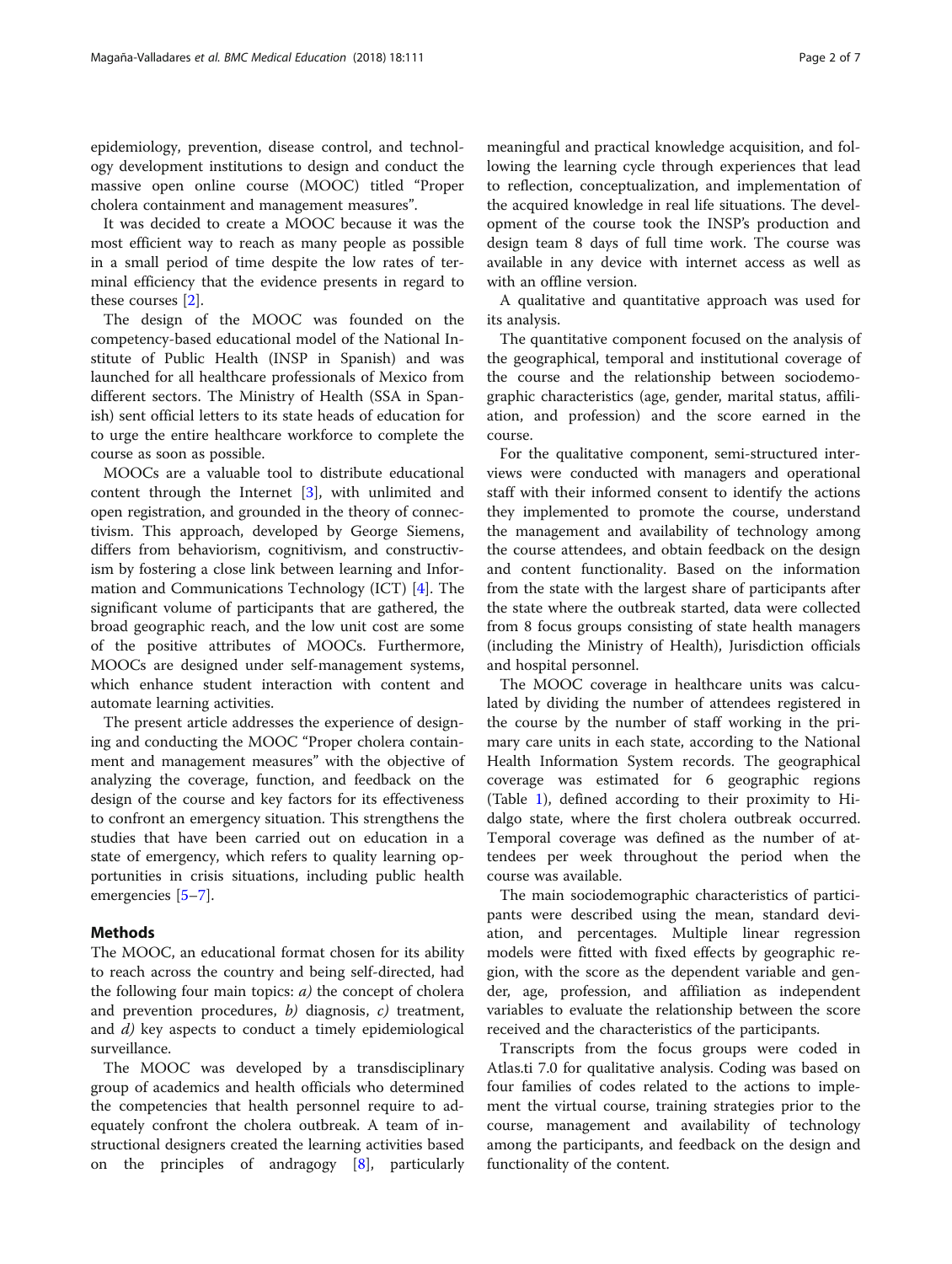epidemiology, prevention, disease control, and technology development institutions to design and conduct the massive open online course (MOOC) titled "Proper cholera containment and management measures".

It was decided to create a MOOC because it was the most efficient way to reach as many people as possible in a small period of time despite the low rates of terminal efficiency that the evidence presents in regard to these courses [2].

The design of the MOOC was founded on the competency-based educational model of the National Institute of Public Health (INSP in Spanish) and was launched for all healthcare professionals of Mexico from different sectors. The Ministry of Health (SSA in Spanish) sent official letters to its state heads of education for to urge the entire healthcare workforce to complete the course as soon as possible.

MOOCs are a valuable tool to distribute educational content through the Internet [3], with unlimited and open registration, and grounded in the theory of connectivism. This approach, developed by George Siemens, differs from behaviorism, cognitivism, and constructivism by fostering a close link between learning and Information and Communications Technology (ICT) [4]. The significant volume of participants that are gathered, the broad geographic reach, and the low unit cost are some of the positive attributes of MOOCs. Furthermore, MOOCs are designed under self-management systems, which enhance student interaction with content and automate learning activities.

The present article addresses the experience of designing and conducting the MOOC "Proper cholera containment and management measures" with the objective of analyzing the coverage, function, and feedback on the design of the course and key factors for its effectiveness to confront an emergency situation. This strengthens the studies that have been carried out on education in a state of emergency, which refers to quality learning opportunities in crisis situations, including public health emergencies [5–7].

## Methods

The MOOC, an educational format chosen for its ability to reach across the country and being self-directed, had the following four main topics: *a)* the concept of cholera and prevention procedures, *b)* diagnosis, *c)* treatment, and *d)* key aspects to conduct a timely epidemiological surveillance.

The MOOC was developed by a transdisciplinary group of academics and health officials who determined the competencies that health personnel require to adequately confront the cholera outbreak. A team of instructional designers created the learning activities based on the principles of andragogy [8], particularly meaningful and practical knowledge acquisition, and following the learning cycle through experiences that lead to reflection, conceptualization, and implementation of the acquired knowledge in real life situations. The development of the course took the INSP's production and design team 8 days of full time work. The course was available in any device with internet access as well as with an offline version.

A qualitative and quantitative approach was used for its analysis.

The quantitative component focused on the analysis of the geographical, temporal and institutional coverage of the course and the relationship between sociodemographic characteristics (age, gender, marital status, affiliation, and profession) and the score earned in the course.

For the qualitative component, semi-structured interviews were conducted with managers and operational staff with their informed consent to identify the actions they implemented to promote the course, understand the management and availability of technology among the course attendees, and obtain feedback on the design and content functionality. Based on the information from the state with the largest share of participants after the state where the outbreak started, data were collected from 8 focus groups consisting of state health managers (including the Ministry of Health), Jurisdiction officials and hospital personnel.

The MOOC coverage in healthcare units was calculated by dividing the number of attendees registered in the course by the number of staff working in the primary care units in each state, according to the National Health Information System records. The geographical coverage was estimated for 6 geographic regions (Table 1), defined according to their proximity to Hidalgo state, where the first cholera outbreak occurred. Temporal coverage was defined as the number of attendees per week throughout the period when the course was available.

The main sociodemographic characteristics of participants were described using the mean, standard deviation, and percentages. Multiple linear regression models were fitted with fixed effects by geographic region, with the score as the dependent variable and gender, age, profession, and affiliation as independent variables to evaluate the relationship between the score received and the characteristics of the participants.

Transcripts from the focus groups were coded in Atlas.ti 7.0 for qualitative analysis. Coding was based on four families of codes related to the actions to implement the virtual course, training strategies prior to the course, management and availability of technology among the participants, and feedback on the design and functionality of the content.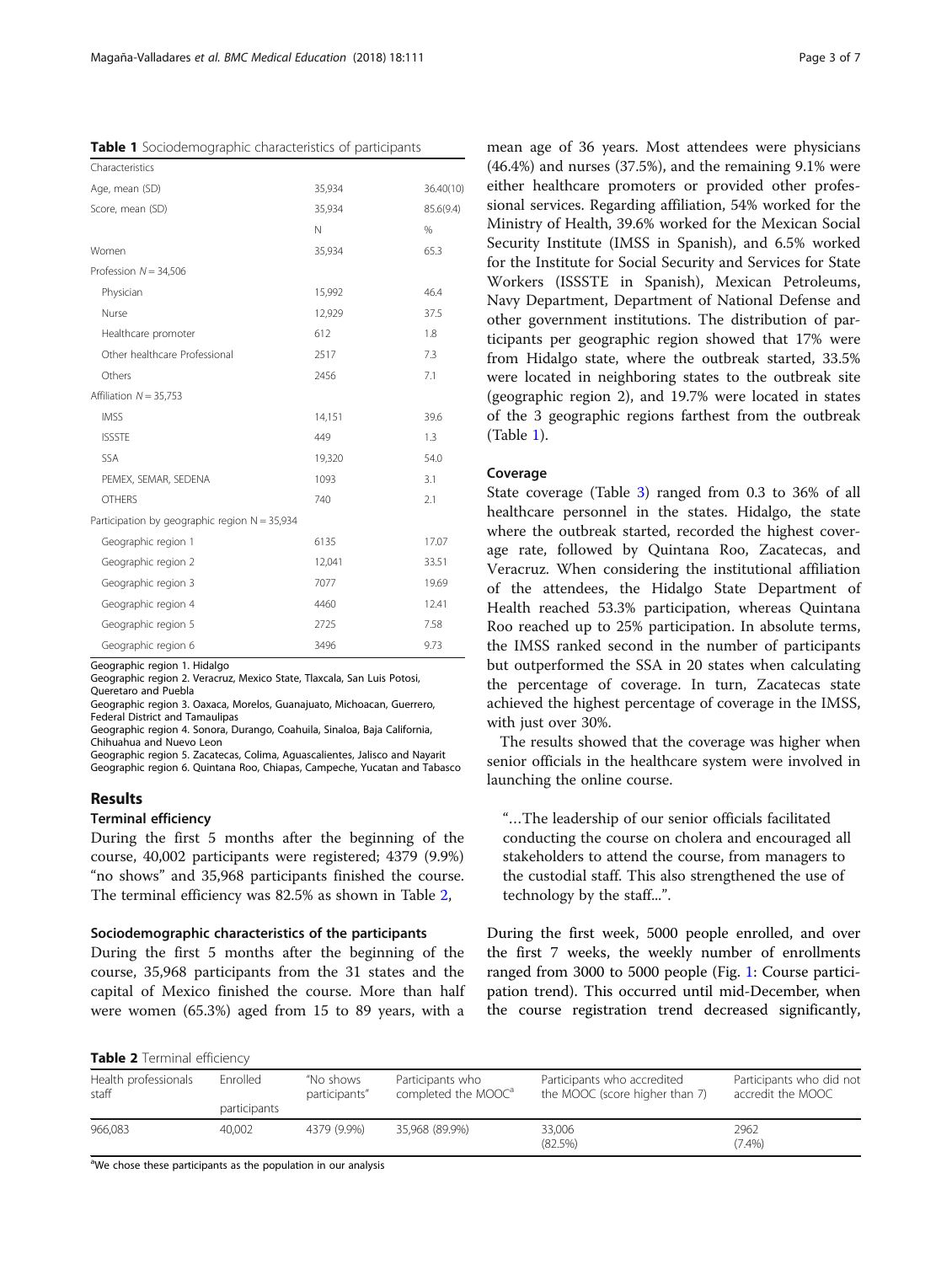**Table 1** Sociodemographic characteristics of participants

| Characteristics | | |
|---|---|---|
| Age, mean (SD) | 35,934 | 36.40(10) |
| Score, mean (SD) | 35,934 | 85.6(9.4) |
| | N | % |
| Women | 35,934 | 65.3 |
| Profession $N = 34,506$ | | |
| Physician | 15,992 | 46.4 |
| Nurse | 12,929 | 37.5 |
| Healthcare promoter | 612 | 1.8 |
| Other healthcare Professional | 2517 | 7.3 |
| Others | 2456 | 7.1 |
| Affiliation $N = 35,753$ | | |
| IMSS | 14,151 | 39.6 |
| ISSSTE | 449 | 1.3 |
| SSA | 19,320 | 54.0 |
| PEMEX, SEMAR, SEDENA | 1093 | 3.1 |
| OTHERS | 740 | 2.1 |
| Participation by geographic region $N = 35,934$ | | |
| Geographic region 1 | 6135 | 17.07 |
| Geographic region 2 | 12,041 | 33.51 |
| Geographic region 3 | 7077 | 19.69 |
| Geographic region 4 | 4460 | 12.41 |
| Geographic region 5 | 2725 | 7.58 |
| Geographic region 6 | 3496 | 9.73 |

Geographic region 1. Hidalgo
Geographic region 2. Veracruz, Mexico State, Tlaxcala, San Luis Potosi, Queretaro and Puebla
Geographic region 3. Oaxaca, Morelos, Guanajuato, Michoacan, Guerrero, Federal District and Tamaulipas
Geographic region 4. Sonora, Durango, Coahuila, Sinaloa, Baja California, Chihuahua and Nuevo Leon
Geographic region 5. Zacatecas, Colima, Aguascalientes, Jalisco and Nayarit
Geographic region 6. Quintana Roo, Chiapas, Campeche, Yucatan and Tabasco

## Results

### Terminal efficiency

During the first 5 months after the beginning of the course, 40,002 participants were registered; 4379 (9.9%) "no shows" and 35,968 participants finished the course. The terminal efficiency was 82.5% as shown in Table 2,

### Sociodemographic characteristics of the participants

During the first 5 months after the beginning of the course, 35,968 participants from the 31 states and the capital of Mexico finished the course. More than half were women (65.3%) aged from 15 to 89 years, with a mean age of 36 years. Most attendees were physicians (46.4%) and nurses (37.5%), and the remaining 9.1% were either healthcare promoters or provided other professional services. Regarding affiliation, 54% worked for the Ministry of Health, 39.6% worked for the Mexican Social Security Institute (IMSS in Spanish), and 6.5% worked for the Institute for Social Security and Services for State Workers (ISSSTE in Spanish), Mexican Petroleums, Navy Department, Department of National Defense and other government institutions. The distribution of participants per geographic region showed that 17% were from Hidalgo state, where the outbreak started, 33.5% were located in neighboring states to the outbreak site (geographic region 2), and 19.7% were located in states of the 3 geographic regions farthest from the outbreak (Table 1).

### Coverage

State coverage (Table 3) ranged from 0.3 to 36% of all healthcare personnel in the states. Hidalgo, the state where the outbreak started, recorded the highest coverage rate, followed by Quintana Roo, Zacatecas, and Veracruz. When considering the institutional affiliation of the attendees, the Hidalgo State Department of Health reached 53.3% participation, whereas Quintana Roo reached up to 25% participation. In absolute terms, the IMSS ranked second in the number of participants but outperformed the SSA in 20 states when calculating the percentage of coverage. In turn, Zacatecas state achieved the highest percentage of coverage in the IMSS, with just over 30%.

The results showed that the coverage was higher when senior officials in the healthcare system were involved in launching the online course.

> "…The leadership of our senior officials facilitated conducting the course on cholera and encouraged all stakeholders to attend the course, from managers to the custodial staff. This also strengthened the use of technology by the staff...".

During the first week, 5000 people enrolled, and over the first 7 weeks, the weekly number of enrollments ranged from 3000 to 5000 people (Fig. 1: Course participation trend). This occurred until mid-December, when the course registration trend decreased significantly,

**Table 2** Terminal efficiency

| Health professionals staff | Enrolled participants | "No shows participants" | Participants who completed the MOOC[a] | Participants who accredited the MOOC (score higher than 7) | Participants who did not accredit the MOOC |
|---|---|---|---|---|---|
| 966,083 | 40,002 | 4379 (9.9%) | 35,968 (89.9%) | 33,006 (82.5%) | 2962 (7.4%) |

[a]We chose these participants as the population in our analysis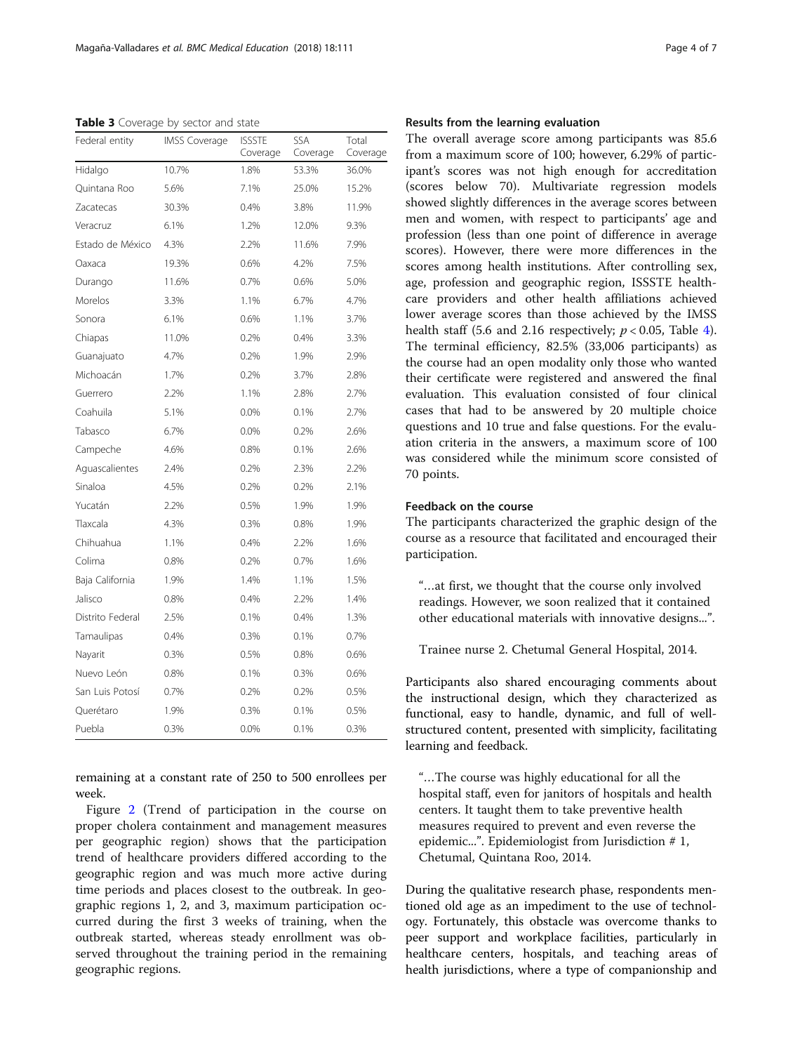**Table 3** Coverage by sector and state

| Federal entity | IMSS Coverage | ISSSTE Coverage | SSA Coverage | Total Coverage |
|---|---|---|---|---|
| Hidalgo | 10.7% | 1.8% | 53.3% | 36.0% |
| Quintana Roo | 5.6% | 7.1% | 25.0% | 15.2% |
| Zacatecas | 30.3% | 0.4% | 3.8% | 11.9% |
| Veracruz | 6.1% | 1.2% | 12.0% | 9.3% |
| Estado de México | 4.3% | 2.2% | 11.6% | 7.9% |
| Oaxaca | 19.3% | 0.6% | 4.2% | 7.5% |
| Durango | 11.6% | 0.7% | 0.6% | 5.0% |
| Morelos | 3.3% | 1.1% | 6.7% | 4.7% |
| Sonora | 6.1% | 0.6% | 1.1% | 3.7% |
| Chiapas | 11.0% | 0.2% | 0.4% | 3.3% |
| Guanajuato | 4.7% | 0.2% | 1.9% | 2.9% |
| Michoacán | 1.7% | 0.2% | 3.7% | 2.8% |
| Guerrero | 2.2% | 1.1% | 2.8% | 2.7% |
| Coahuila | 5.1% | 0.0% | 0.1% | 2.7% |
| Tabasco | 6.7% | 0.0% | 0.2% | 2.6% |
| Campeche | 4.6% | 0.8% | 0.1% | 2.6% |
| Aguascalientes | 2.4% | 0.2% | 2.3% | 2.2% |
| Sinaloa | 4.5% | 0.2% | 0.2% | 2.1% |
| Yucatán | 2.2% | 0.5% | 1.9% | 1.9% |
| Tlaxcala | 4.3% | 0.3% | 0.8% | 1.9% |
| Chihuahua | 1.1% | 0.4% | 2.2% | 1.6% |
| Colima | 0.8% | 0.2% | 0.7% | 1.6% |
| Baja California | 1.9% | 1.4% | 1.1% | 1.5% |
| Jalisco | 0.8% | 0.4% | 2.2% | 1.4% |
| Distrito Federal | 2.5% | 0.1% | 0.4% | 1.3% |
| Tamaulipas | 0.4% | 0.3% | 0.1% | 0.7% |
| Nayarit | 0.3% | 0.5% | 0.8% | 0.6% |
| Nuevo León | 0.8% | 0.1% | 0.3% | 0.6% |
| San Luis Potosí | 0.7% | 0.2% | 0.2% | 0.5% |
| Querétaro | 1.9% | 0.3% | 0.1% | 0.5% |
| Puebla | 0.3% | 0.0% | 0.1% | 0.3% |

remaining at a constant rate of 250 to 500 enrollees per week.

Figure 2 (Trend of participation in the course on proper cholera containment and management measures per geographic region) shows that the participation trend of healthcare providers differed according to the geographic region and was much more active during time periods and places closest to the outbreak. In geographic regions 1, 2, and 3, maximum participation occurred during the first 3 weeks of training, when the outbreak started, whereas steady enrollment was observed throughout the training period in the remaining geographic regions.

### Results from the learning evaluation

The overall average score among participants was 85.6 from a maximum score of 100; however, 6.29% of participant's scores was not high enough for accreditation (scores below 70). Multivariate regression models showed slightly differences in the average scores between men and women, with respect to participants' age and profession (less than one point of difference in average scores). However, there were more differences in the scores among health institutions. After controlling sex, age, profession and geographic region, ISSSTE healthcare providers and other health affiliations achieved lower average scores than those achieved by the IMSS health staff (5.6 and 2.16 respectively; $p < 0.05$, Table 4). The terminal efficiency, 82.5% (33,006 participants) as the course had an open modality only those who wanted their certificate were registered and answered the final evaluation. This evaluation consisted of four clinical cases that had to be answered by 20 multiple choice questions and 10 true and false questions. For the evaluation criteria in the answers, a maximum score of 100 was considered while the minimum score consisted of 70 points.

### Feedback on the course

The participants characterized the graphic design of the course as a resource that facilitated and encouraged their participation.

> "…at first, we thought that the course only involved readings. However, we soon realized that it contained other educational materials with innovative designs...".
>
> Trainee nurse 2. Chetumal General Hospital, 2014.

Participants also shared encouraging comments about the instructional design, which they characterized as functional, easy to handle, dynamic, and full of well-structured content, presented with simplicity, facilitating learning and feedback.

> "…The course was highly educational for all the hospital staff, even for janitors of hospitals and health centers. It taught them to take preventive health measures required to prevent and even reverse the epidemic...". Epidemiologist from Jurisdiction # 1, Chetumal, Quintana Roo, 2014.

During the qualitative research phase, respondents mentioned old age as an impediment to the use of technology. Fortunately, this obstacle was overcome thanks to peer support and workplace facilities, particularly in healthcare centers, hospitals, and teaching areas of health jurisdictions, where a type of companionship and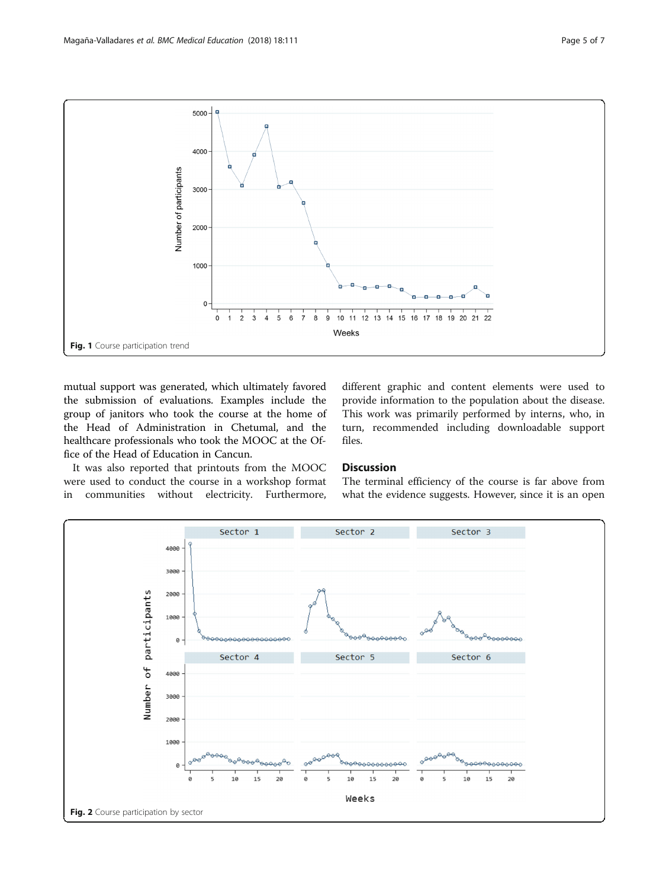Fig. 1 Course participation trend

mutual support was generated, which ultimately favored the submission of evaluations. Examples include the group of janitors who took the course at the home of the Head of Administration in Chetumal, and the healthcare professionals who took the MOOC at the Office of the Head of Education in Cancun.

It was also reported that printouts from the MOOC were used to conduct the course in a workshop format in communities without electricity. Furthermore, different graphic and content elements were used to provide information to the population about the disease. This work was primarily performed by interns, who, in turn, recommended including downloadable support files.

## Discussion

The terminal efficiency of the course is far above from what the evidence suggests. However, since it is an open

Fig. 2 Course participation by sector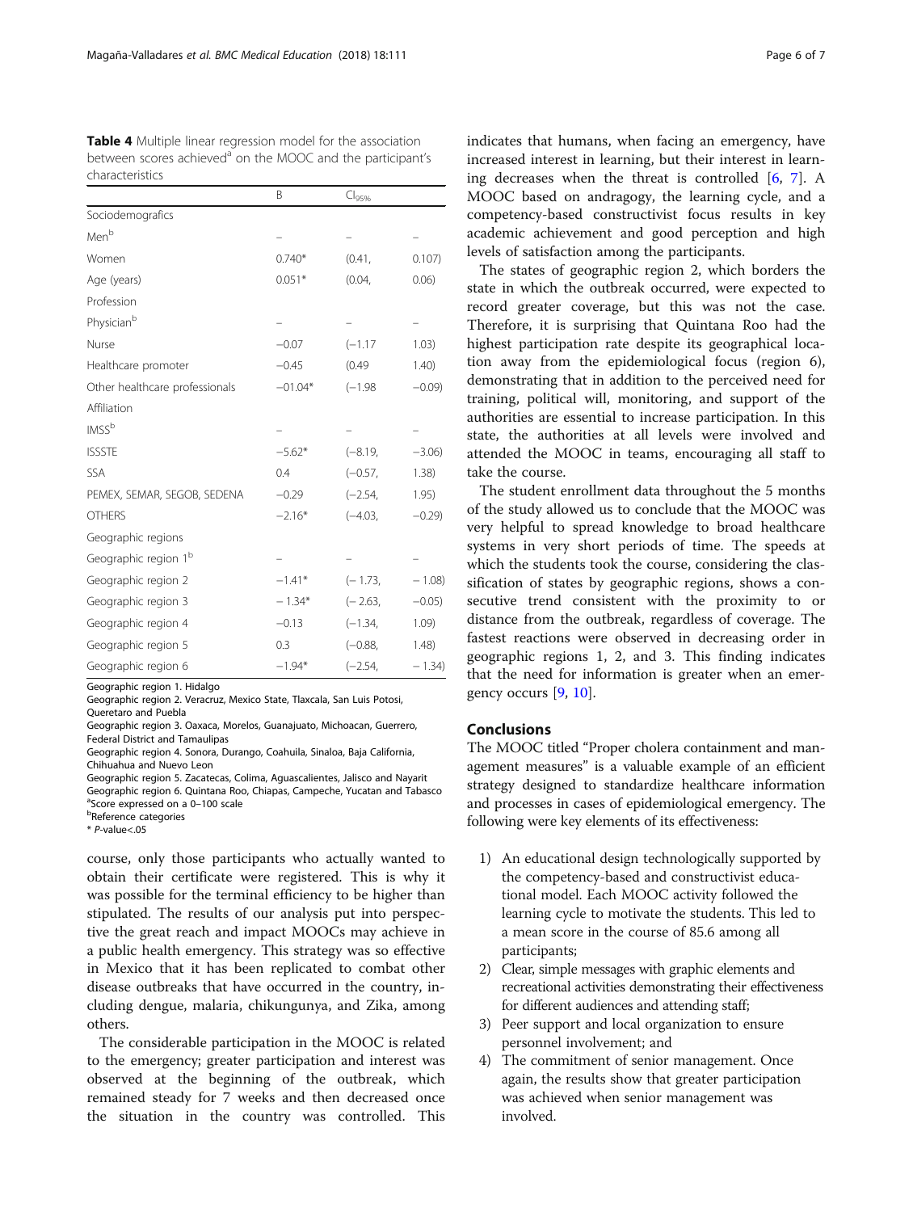**Table 4** Multiple linear regression model for the association between scores achieved[a] on the MOOC and the participant's characteristics

| | B | $CI_{95\%}$ | |
|---|---|---|---|
| Sociodemografics | | | |
| Men[b] | – | – | – |
| Women | 0.740* | (0.41, | 0.107) |
| Age (years) | 0.051* | (0.04, | 0.06) |
| Profession | | | |
| Physician[b] | – | – | – |
| Nurse | −0.07 | (−1.17 | 1.03) |
| Healthcare promoter | −0.45 | (0.49 | 1.40) |
| Other healthcare professionals | −01.04* | (−1.98 | −0.09) |
| Affiliation | | | |
| IMSS[b] | – | – | – |
| ISSSTE | −5.62* | (−8.19, | −3.06) |
| SSA | 0.4 | (−0.57, | 1.38) |
| PEMEX, SEMAR, SEGOB, SEDENA | −0.29 | (−2.54, | 1.95) |
| OTHERS | −2.16* | (−4.03, | −0.29) |
| Geographic regions | | | |
| Geographic region 1[b] | – | – | – |
| Geographic region 2 | −1.41* | (− 1.73, | − 1.08) |
| Geographic region 3 | − 1.34* | (− 2.63, | −0.05) |
| Geographic region 4 | −0.13 | (−1.34, | 1.09) |
| Geographic region 5 | 0.3 | (−0.88, | 1.48) |
| Geographic region 6 | −1.94* | (−2.54, | − 1.34) |

Geographic region 1. Hidalgo
Geographic region 2. Veracruz, Mexico State, Tlaxcala, San Luis Potosi, Queretaro and Puebla
Geographic region 3. Oaxaca, Morelos, Guanajuato, Michoacan, Guerrero, Federal District and Tamaulipas
Geographic region 4. Sonora, Durango, Coahuila, Sinaloa, Baja California, Chihuahua and Nuevo Leon
Geographic region 5. Zacatecas, Colima, Aguascalientes, Jalisco and Nayarit
Geographic region 6. Quintana Roo, Chiapas, Campeche, Yucatan and Tabasco
[a]Score expressed on a 0–100 scale
[b]Reference categories
* *P*-value<.05

course, only those participants who actually wanted to obtain their certificate were registered. This is why it was possible for the terminal efficiency to be higher than stipulated. The results of our analysis put into perspective the great reach and impact MOOCs may achieve in a public health emergency. This strategy was so effective in Mexico that it has been replicated to combat other disease outbreaks that have occurred in the country, including dengue, malaria, chikungunya, and Zika, among others.

The considerable participation in the MOOC is related to the emergency; greater participation and interest was observed at the beginning of the outbreak, which remained steady for 7 weeks and then decreased once the situation in the country was controlled. This indicates that humans, when facing an emergency, have increased interest in learning, but their interest in learning decreases when the threat is controlled [6, 7]. A MOOC based on andragogy, the learning cycle, and a competency-based constructivist focus results in key academic achievement and good perception and high levels of satisfaction among the participants.

The states of geographic region 2, which borders the state in which the outbreak occurred, were expected to record greater coverage, but this was not the case. Therefore, it is surprising that Quintana Roo had the highest participation rate despite its geographical location away from the epidemiological focus (region 6), demonstrating that in addition to the perceived need for training, political will, monitoring, and support of the authorities are essential to increase participation. In this state, the authorities at all levels were involved and attended the MOOC in teams, encouraging all staff to take the course.

The student enrollment data throughout the 5 months of the study allowed us to conclude that the MOOC was very helpful to spread knowledge to broad healthcare systems in very short periods of time. The speeds at which the students took the course, considering the classification of states by geographic regions, shows a consecutive trend consistent with the proximity to or distance from the outbreak, regardless of coverage. The fastest reactions were observed in decreasing order in geographic regions 1, 2, and 3. This finding indicates that the need for information is greater when an emergency occurs [9, 10].

## Conclusions

The MOOC titled "Proper cholera containment and management measures" is a valuable example of an efficient strategy designed to standardize healthcare information and processes in cases of epidemiological emergency. The following were key elements of its effectiveness:

1) An educational design technologically supported by the competency-based and constructivist educational model. Each MOOC activity followed the learning cycle to motivate the students. This led to a mean score in the course of 85.6 among all participants;
2) Clear, simple messages with graphic elements and recreational activities demonstrating their effectiveness for different audiences and attending staff;
3) Peer support and local organization to ensure personnel involvement; and
4) The commitment of senior management. Once again, the results show that greater participation was achieved when senior management was involved.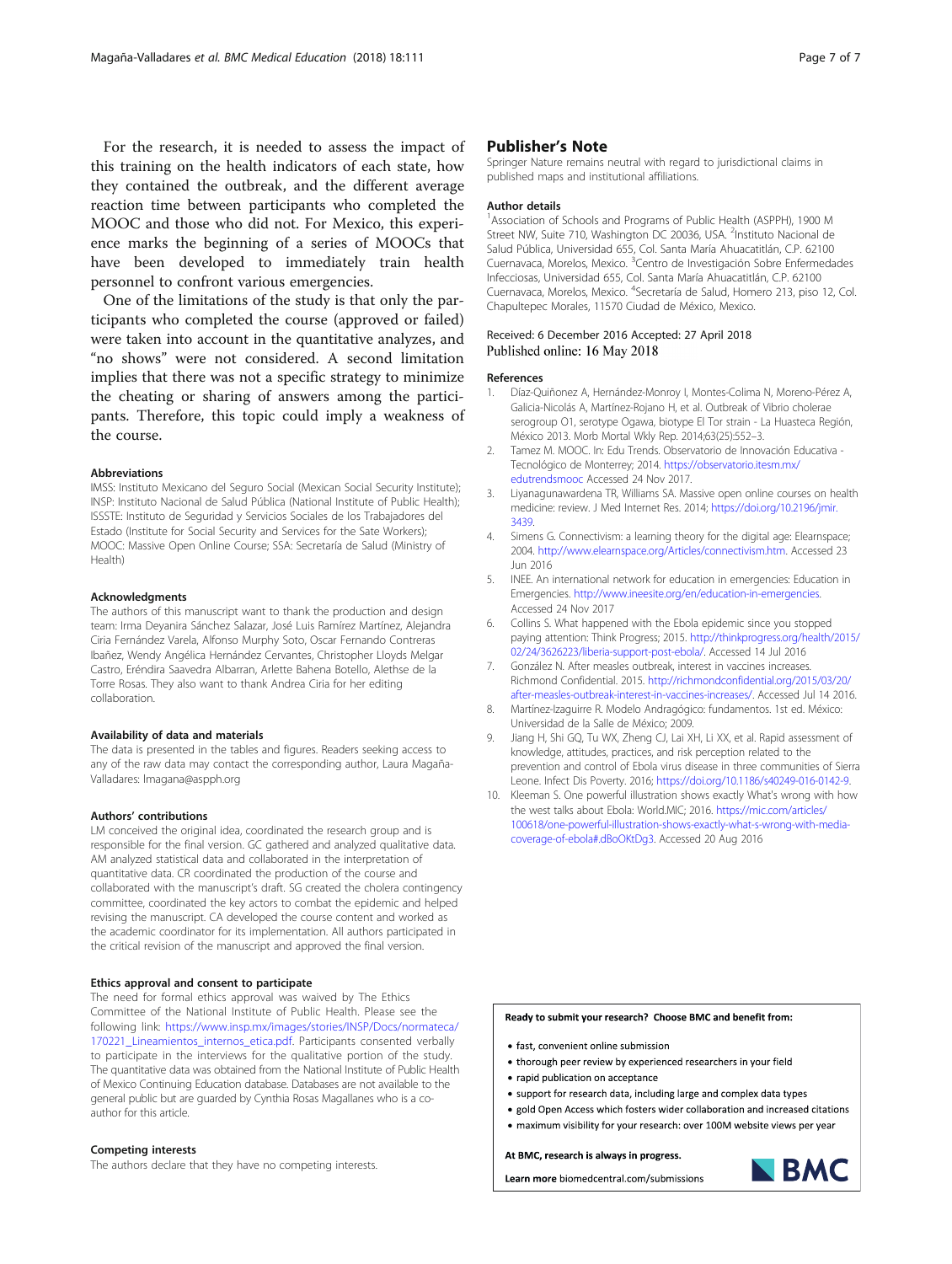For the research, it is needed to assess the impact of this training on the health indicators of each state, how they contained the outbreak, and the different average reaction time between participants who completed the MOOC and those who did not. For Mexico, this experience marks the beginning of a series of MOOCs that have been developed to immediately train health personnel to confront various emergencies.

One of the limitations of the study is that only the participants who completed the course (approved or failed) were taken into account in the quantitative analyzes, and "no shows" were not considered. A second limitation implies that there was not a specific strategy to minimize the cheating or sharing of answers among the participants. Therefore, this topic could imply a weakness of the course.

#### Abbreviations

IMSS: Instituto Mexicano del Seguro Social (Mexican Social Security Institute); INSP: Instituto Nacional de Salud Pública (National Institute of Public Health); ISSSTE: Instituto de Seguridad y Servicios Sociales de los Trabajadores del Estado (Institute for Social Security and Services for the Sate Workers); MOOC: Massive Open Online Course; SSA: Secretaría de Salud (Ministry of Health)

#### Acknowledgments

The authors of this manuscript want to thank the production and design team: Irma Deyanira Sánchez Salazar, José Luis Ramírez Martínez, Alejandra Ciria Fernández Varela, Alfonso Murphy Soto, Oscar Fernando Contreras Ibañez, Wendy Angélica Hernández Cervantes, Christopher Lloyds Melgar Castro, Eréndira Saavedra Albarran, Arlette Bahena Botello, Alethse de la Torre Rosas. They also want to thank Andrea Ciria for her editing collaboration.

#### Availability of data and materials

The data is presented in the tables and figures. Readers seeking access to any of the raw data may contact the corresponding author, Laura Magaña-Valladares: lmagana@aspph.org

#### Authors' contributions

LM conceived the original idea, coordinated the research group and is responsible for the final version. GC gathered and analyzed qualitative data. AM analyzed statistical data and collaborated in the interpretation of quantitative data. CR coordinated the production of the course and collaborated with the manuscript's draft. SG created the cholera contingency committee, coordinated the key actors to combat the epidemic and helped revising the manuscript. CA developed the course content and worked as the academic coordinator for its implementation. All authors participated in the critical revision of the manuscript and approved the final version.

#### Ethics approval and consent to participate

The need for formal ethics approval was waived by The Ethics Committee of the National Institute of Public Health. Please see the following link: https://www.insp.mx/images/stories/INSP/Docs/normateca/170221_Lineamientos_internos_etica.pdf. Participants consented verbally to participate in the interviews for the qualitative portion of the study. The quantitative data was obtained from the National Institute of Public Health of Mexico Continuing Education database. Databases are not available to the general public but are guarded by Cynthia Rosas Magallanes who is a co-author for this article.

#### Competing interests

The authors declare that they have no competing interests.

## Publisher's Note

Springer Nature remains neutral with regard to jurisdictional claims in published maps and institutional affiliations.

#### Author details

[1]Association of Schools and Programs of Public Health (ASPPH), 1900 M Street NW, Suite 710, Washington DC 20036, USA. [2]Instituto Nacional de Salud Pública, Universidad 655, Col. Santa María Ahuacatitlán, C.P. 62100 Cuernavaca, Morelos, Mexico. [3]Centro de Investigación Sobre Enfermedades Infecciosas, Universidad 655, Col. Santa María Ahuacatitlán, C.P. 62100 Cuernavaca, Morelos, Mexico. [4]Secretaría de Salud, Homero 213, piso 12, Col. Chapultepec Morales, 11570 Ciudad de México, Mexico.

Received: 6 December 2016 Accepted: 27 April 2018
Published online: 16 May 2018

#### References

1. Díaz-Quiñonez A, Hernández-Monroy I, Montes-Colima N, Moreno-Pérez A, Galicia-Nicolás A, Martínez-Rojano H, et al. Outbreak of Vibrio cholerae serogroup O1, serotype Ogawa, biotype El Tor strain - La Huasteca Región, México 2013. Morb Mortal Wkly Rep. 2014;63(25):552–3.
2. Tamez M. MOOC. In: Edu Trends. Observatorio de Innovación Educativa - Tecnológico de Monterrey; 2014. https://observatorio.itesm.mx/edutrendsmooc Accessed 24 Nov 2017.
3. Liyanagunawardena TR, Williams SA. Massive open online courses on health medicine: review. J Med Internet Res. 2014; https://doi.org/10.2196/jmir.3439.
4. Simens G. Connectivism: a learning theory for the digital age: Elearnspace; 2004. http://www.elearnspace.org/Articles/connectivism.htm. Accessed 23 Jun 2016
5. INEE. An international network for education in emergencies: Education in Emergencies. http://www.ineesite.org/en/education-in-emergencies. Accessed 24 Nov 2017
6. Collins S. What happened with the Ebola epidemic since you stopped paying attention: Think Progress; 2015. http://thinkprogress.org/health/2015/02/24/3626223/liberia-support-post-ebola/. Accessed 14 Jul 2016
7. González N. After measles outbreak, interest in vaccines increases. Richmond Confidential. 2015. http://richmondconfidential.org/2015/03/20/after-measles-outbreak-interest-in-vaccines-increases/. Accessed Jul 14 2016.
8. Martínez-Izaguirre R. Modelo Andragógico: fundamentos. 1st ed. México: Universidad de la Salle de México; 2009.
9. Jiang H, Shi GQ, Tu WX, Zheng CJ, Lai XH, Li XX, et al. Rapid assessment of knowledge, attitudes, practices, and risk perception related to the prevention and control of Ebola virus disease in three communities of Sierra Leone. Infect Dis Poverty. 2016; https://doi.org/10.1186/s40249-016-0142-9.
10. Kleeman S. One powerful illustration shows exactly What's wrong with how the west talks about Ebola: World.MIC; 2016. https://mic.com/articles/100618/one-powerful-illustration-shows-exactly-what-s-wrong-with-media-coverage-of-ebola#.dBoOKtDg3. Accessed 20 Aug 2016